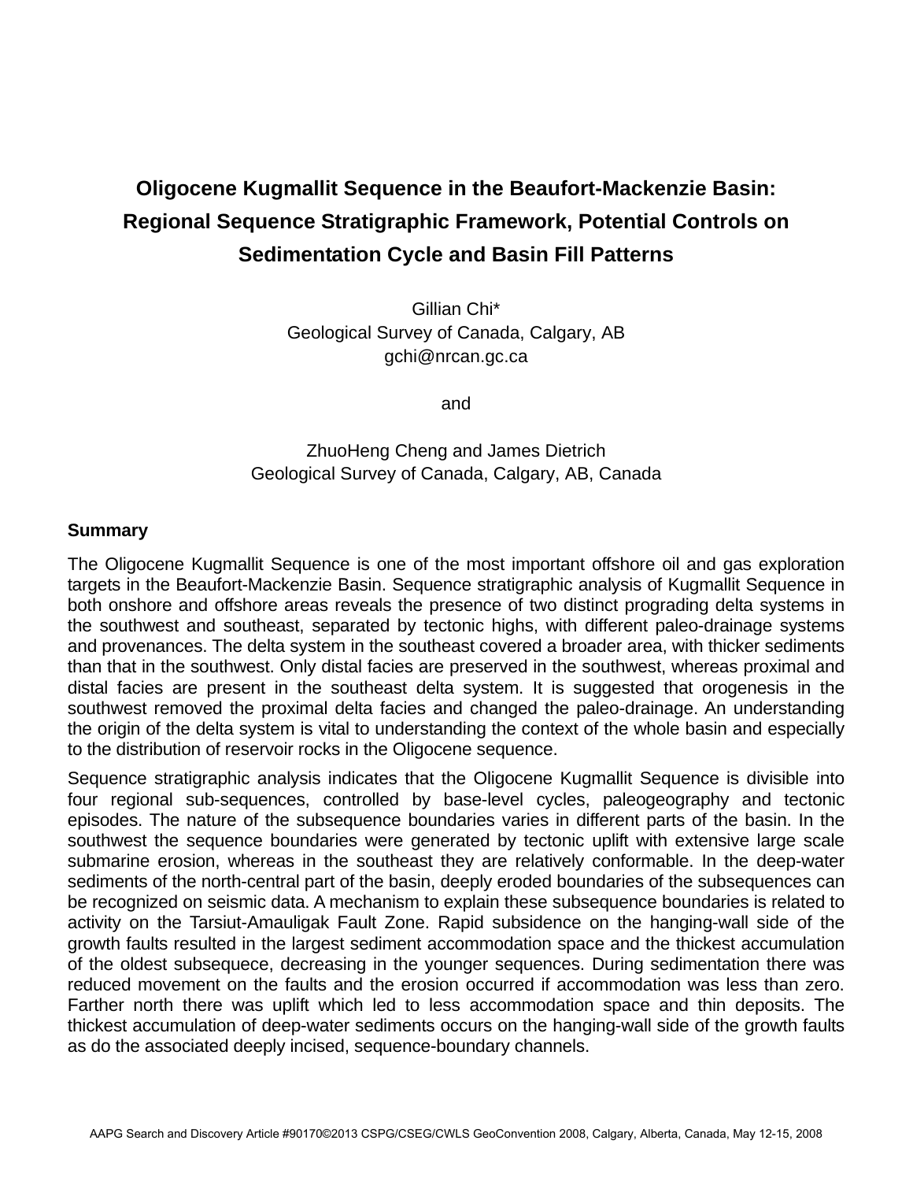# Oligocene Kugmallit Sequence in the Beaufort-Mackenzie Basin: Regional Sequence Stratigraphic Framework, Potential Controls on Sedimentation Cycle and Basin Fill Patterns

Gillian Chi*
Geological Survey of Canada, Calgary, AB
gchi@nrcan.gc.ca

and

ZhuoHeng Cheng and James Dietrich
Geological Survey of Canada, Calgary, AB, Canada

## Summary

The Oligocene Kugmallit Sequence is one of the most important offshore oil and gas exploration targets in the Beaufort-Mackenzie Basin. Sequence stratigraphic analysis of Kugmallit Sequence in both onshore and offshore areas reveals the presence of two distinct prograding delta systems in the southwest and southeast, separated by tectonic highs, with different paleo-drainage systems and provenances. The delta system in the southeast covered a broader area, with thicker sediments than that in the southwest. Only distal facies are preserved in the southwest, whereas proximal and distal facies are present in the southeast delta system. It is suggested that orogenesis in the southwest removed the proximal delta facies and changed the paleo-drainage. An understanding the origin of the delta system is vital to understanding the context of the whole basin and especially to the distribution of reservoir rocks in the Oligocene sequence.

Sequence stratigraphic analysis indicates that the Oligocene Kugmallit Sequence is divisible into four regional sub-sequences, controlled by base-level cycles, paleogeography and tectonic episodes. The nature of the subsequence boundaries varies in different parts of the basin. In the southwest the sequence boundaries were generated by tectonic uplift with extensive large scale submarine erosion, whereas in the southeast they are relatively conformable. In the deep-water sediments of the north-central part of the basin, deeply eroded boundaries of the subsequences can be recognized on seismic data. A mechanism to explain these subsequence boundaries is related to activity on the Tarsiut-Amauligak Fault Zone. Rapid subsidence on the hanging-wall side of the growth faults resulted in the largest sediment accommodation space and the thickest accumulation of the oldest subsequece, decreasing in the younger sequences. During sedimentation there was reduced movement on the faults and the erosion occurred if accommodation was less than zero. Farther north there was uplift which led to less accommodation space and thin deposits. The thickest accumulation of deep-water sediments occurs on the hanging-wall side of the growth faults as do the associated deeply incised, sequence-boundary channels.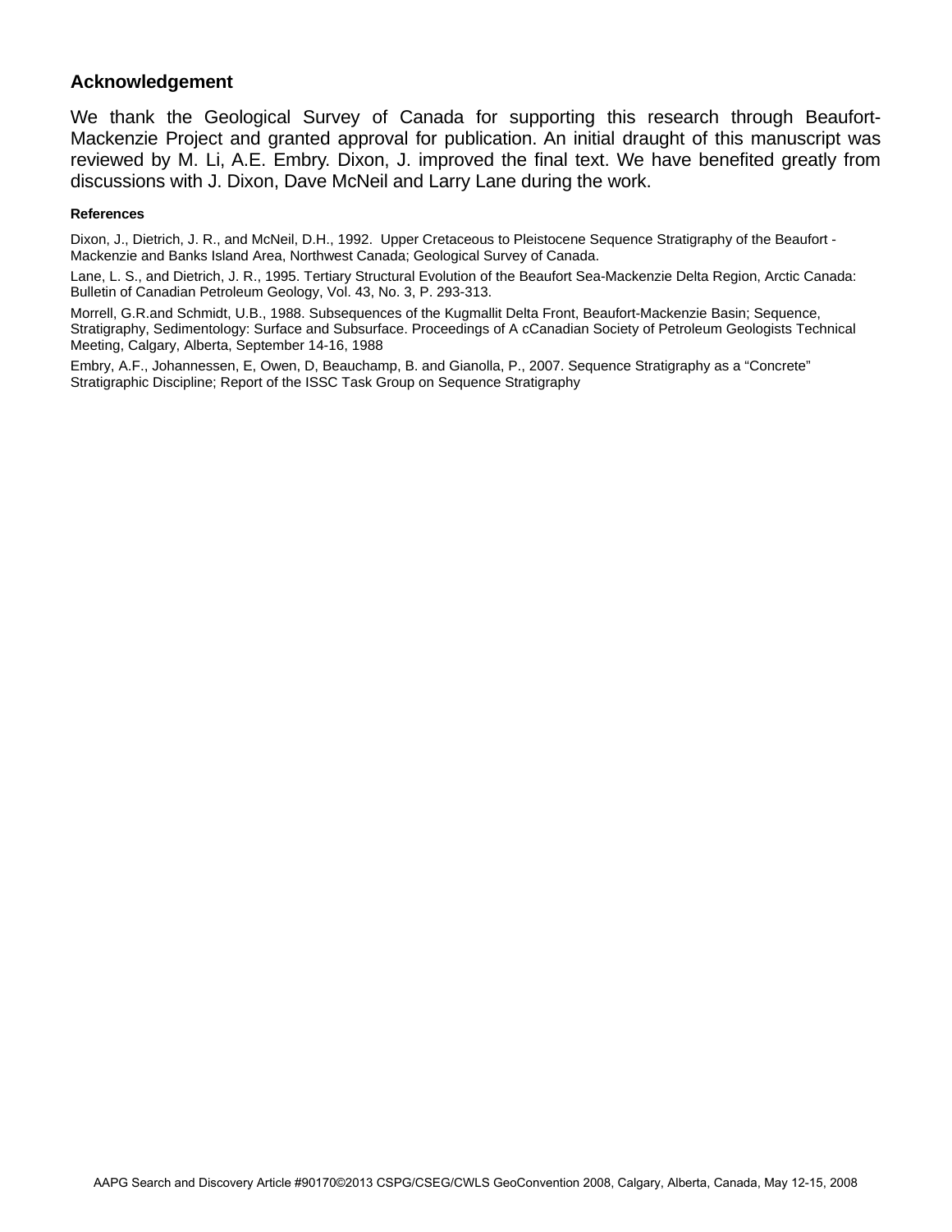## Acknowledgement

We thank the Geological Survey of Canada for supporting this research through Beaufort-Mackenzie Project and granted approval for publication. An initial draught of this manuscript was reviewed by M. Li, A.E. Embry. Dixon, J. improved the final text. We have benefited greatly from discussions with J. Dixon, Dave McNeil and Larry Lane during the work.

#### References

Dixon, J., Dietrich, J. R., and McNeil, D.H., 1992. Upper Cretaceous to Pleistocene Sequence Stratigraphy of the Beaufort - Mackenzie and Banks Island Area, Northwest Canada; Geological Survey of Canada.

Lane, L. S., and Dietrich, J. R., 1995. Tertiary Structural Evolution of the Beaufort Sea-Mackenzie Delta Region, Arctic Canada: Bulletin of Canadian Petroleum Geology, Vol. 43, No. 3, P. 293-313.

Morrell, G.R.and Schmidt, U.B., 1988. Subsequences of the Kugmallit Delta Front, Beaufort-Mackenzie Basin; Sequence, Stratigraphy, Sedimentology: Surface and Subsurface. Proceedings of A cCanadian Society of Petroleum Geologists Technical Meeting, Calgary, Alberta, September 14-16, 1988

Embry, A.F., Johannessen, E, Owen, D, Beauchamp, B. and Gianolla, P., 2007. Sequence Stratigraphy as a "Concrete" Stratigraphic Discipline; Report of the ISSC Task Group on Sequence Stratigraphy